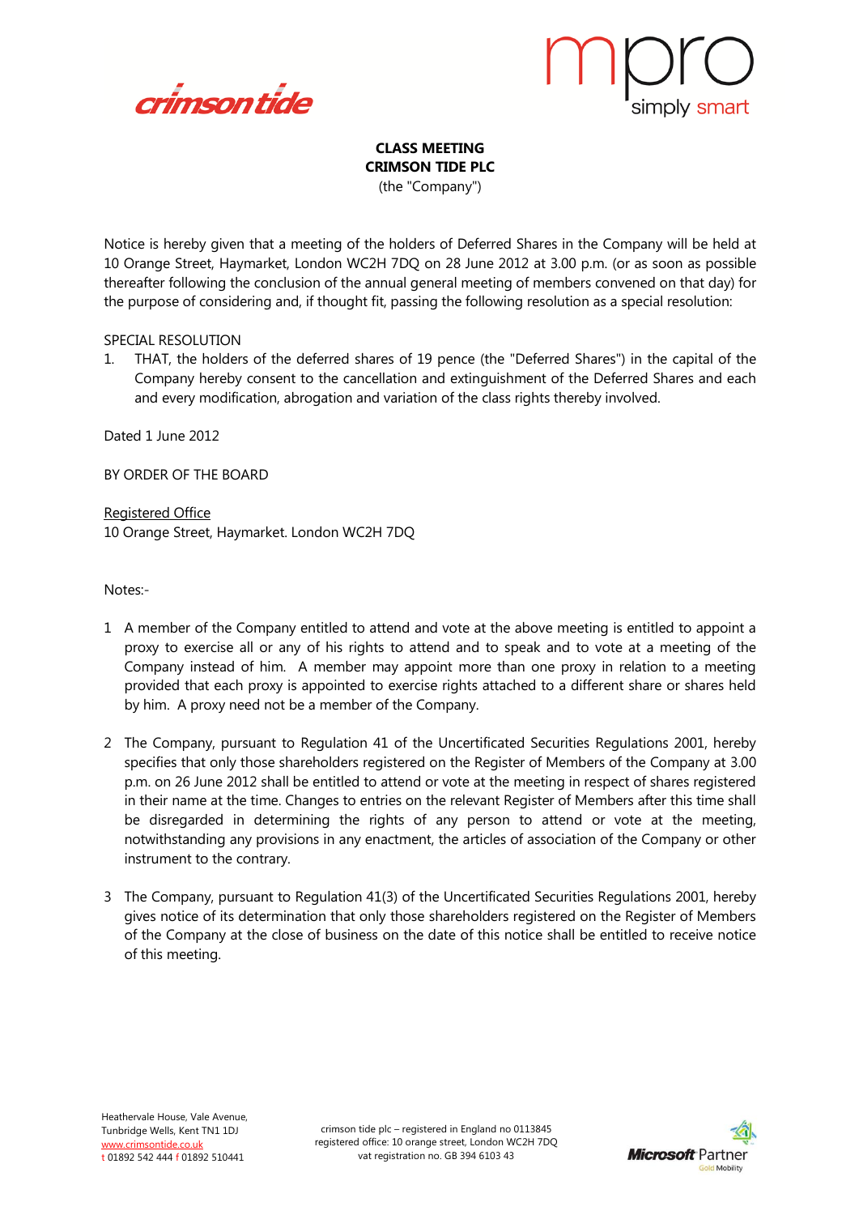**CLASS MEETING**
**CRIMSON TIDE PLC**
(the "Company")

Notice is hereby given that a meeting of the holders of Deferred Shares in the Company will be held at 10 Orange Street, Haymarket, London WC2H 7DQ on 28 June 2012 at 3.00 p.m. (or as soon as possible thereafter following the conclusion of the annual general meeting of members convened on that day) for the purpose of considering and, if thought fit, passing the following resolution as a special resolution:

SPECIAL RESOLUTION

1. THAT, the holders of the deferred shares of 19 pence (the "Deferred Shares") in the capital of the Company hereby consent to the cancellation and extinguishment of the Deferred Shares and each and every modification, abrogation and variation of the class rights thereby involved.

Dated 1 June 2012

BY ORDER OF THE BOARD

Registered Office
10 Orange Street, Haymarket. London WC2H 7DQ

Notes:-

1 A member of the Company entitled to attend and vote at the above meeting is entitled to appoint a proxy to exercise all or any of his rights to attend and to speak and to vote at a meeting of the Company instead of him. A member may appoint more than one proxy in relation to a meeting provided that each proxy is appointed to exercise rights attached to a different share or shares held by him. A proxy need not be a member of the Company.

2 The Company, pursuant to Regulation 41 of the Uncertificated Securities Regulations 2001, hereby specifies that only those shareholders registered on the Register of Members of the Company at 3.00 p.m. on 26 June 2012 shall be entitled to attend or vote at the meeting in respect of shares registered in their name at the time. Changes to entries on the relevant Register of Members after this time shall be disregarded in determining the rights of any person to attend or vote at the meeting, notwithstanding any provisions in any enactment, the articles of association of the Company or other instrument to the contrary.

3 The Company, pursuant to Regulation 41(3) of the Uncertificated Securities Regulations 2001, hereby gives notice of its determination that only those shareholders registered on the Register of Members of the Company at the close of business on the date of this notice shall be entitled to receive notice of this meeting.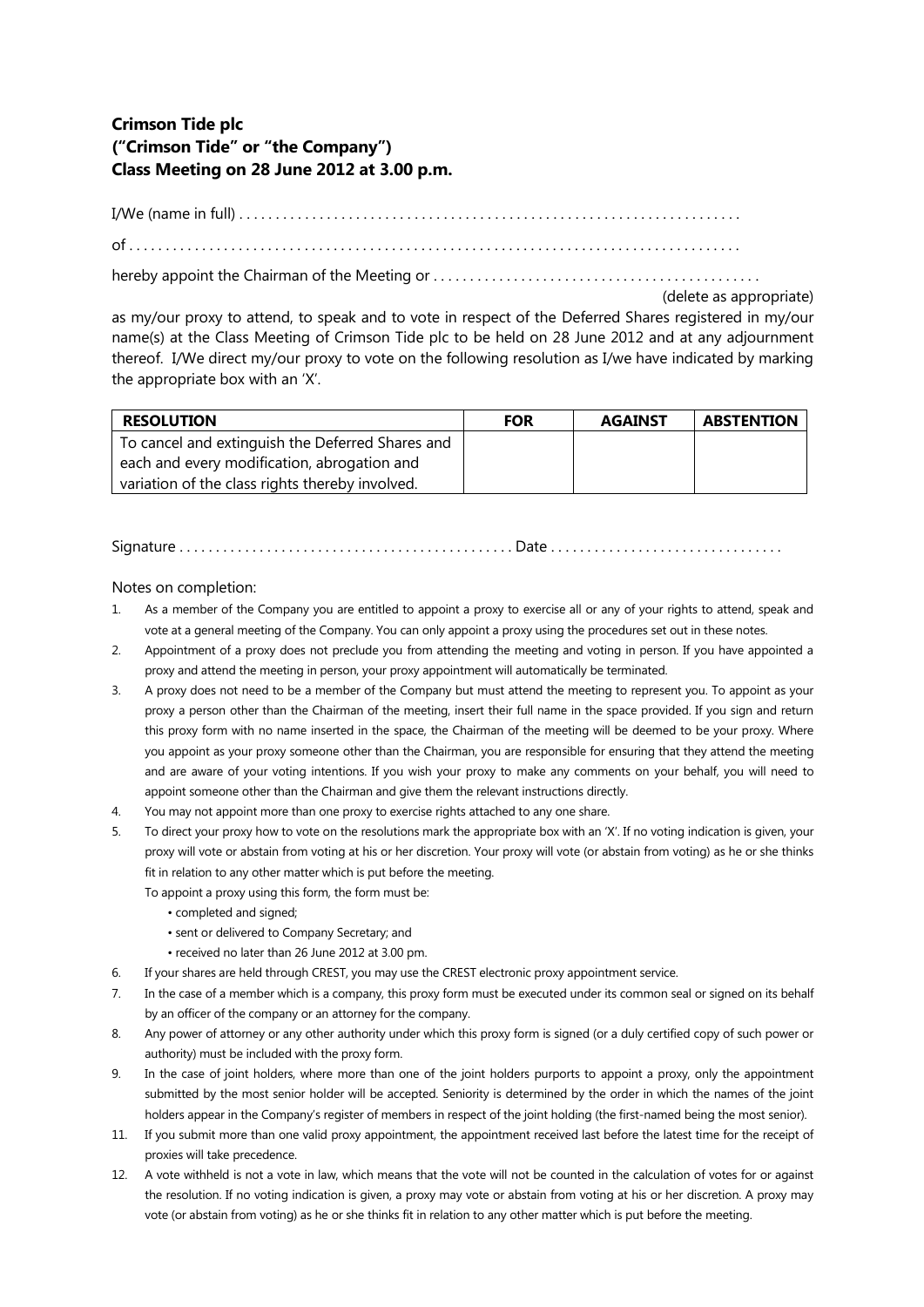**Crimson Tide plc**
**("Crimson Tide" or "the Company")**
**Class Meeting on 28 June 2012 at 3.00 p.m.**

I/We (name in full) . . . . . . . . . . . . . . . . . . . . . . . . . . . . . . . . . . . . . . . . . . . . . . . . . . . . . . . . . . . . . . . . . .

of . . . . . . . . . . . . . . . . . . . . . . . . . . . . . . . . . . . . . . . . . . . . . . . . . . . . . . . . . . . . . . . . . . . . . . . . . . . . . . . . . . . .

hereby appoint the Chairman of the Meeting or . . . . . . . . . . . . . . . . . . . . . . . . . . . . . . . . . . . . . . . . . . . .

(delete as appropriate)

as my/our proxy to attend, to speak and to vote in respect of the Deferred Shares registered in my/our name(s) at the Class Meeting of Crimson Tide plc to be held on 28 June 2012 and at any adjournment thereof. I/We direct my/our proxy to vote on the following resolution as I/we have indicated by marking the appropriate box with an 'X'.

| RESOLUTION | FOR | AGAINST | ABSTENTION |
|---|---|---|---|
| To cancel and extinguish the Deferred Shares and each and every modification, abrogation and variation of the class rights thereby involved. | | | |

Signature . . . . . . . . . . . . . . . . . . . . . . . . . . . . . . . . . . . . . . . . . . . . . Date . . . . . . . . . . . . . . . . . . . . . . . . . . . . . . .

Notes on completion:

1. As a member of the Company you are entitled to appoint a proxy to exercise all or any of your rights to attend, speak and vote at a general meeting of the Company. You can only appoint a proxy using the procedures set out in these notes.
2. Appointment of a proxy does not preclude you from attending the meeting and voting in person. If you have appointed a proxy and attend the meeting in person, your proxy appointment will automatically be terminated.
3. A proxy does not need to be a member of the Company but must attend the meeting to represent you. To appoint as your proxy a person other than the Chairman of the meeting, insert their full name in the space provided. If you sign and return this proxy form with no name inserted in the space, the Chairman of the meeting will be deemed to be your proxy. Where you appoint as your proxy someone other than the Chairman, you are responsible for ensuring that they attend the meeting and are aware of your voting intentions. If you wish your proxy to make any comments on your behalf, you will need to appoint someone other than the Chairman and give them the relevant instructions directly.
4. You may not appoint more than one proxy to exercise rights attached to any one share.
5. To direct your proxy how to vote on the resolutions mark the appropriate box with an 'X'. If no voting indication is given, your proxy will vote or abstain from voting at his or her discretion. Your proxy will vote (or abstain from voting) as he or she thinks fit in relation to any other matter which is put before the meeting.

   To appoint a proxy using this form, the form must be:
   - completed and signed;
   - sent or delivered to Company Secretary; and
   - received no later than 26 June 2012 at 3.00 pm.
6. If your shares are held through CREST, you may use the CREST electronic proxy appointment service.
7. In the case of a member which is a company, this proxy form must be executed under its common seal or signed on its behalf by an officer of the company or an attorney for the company.
8. Any power of attorney or any other authority under which this proxy form is signed (or a duly certified copy of such power or authority) must be included with the proxy form.
9. In the case of joint holders, where more than one of the joint holders purports to appoint a proxy, only the appointment submitted by the most senior holder will be accepted. Seniority is determined by the order in which the names of the joint holders appear in the Company's register of members in respect of the joint holding (the first-named being the most senior).

11. If you submit more than one valid proxy appointment, the appointment received last before the latest time for the receipt of proxies will take precedence.
12. A vote withheld is not a vote in law, which means that the vote will not be counted in the calculation of votes for or against the resolution. If no voting indication is given, a proxy may vote or abstain from voting at his or her discretion. A proxy may vote (or abstain from voting) as he or she thinks fit in relation to any other matter which is put before the meeting.